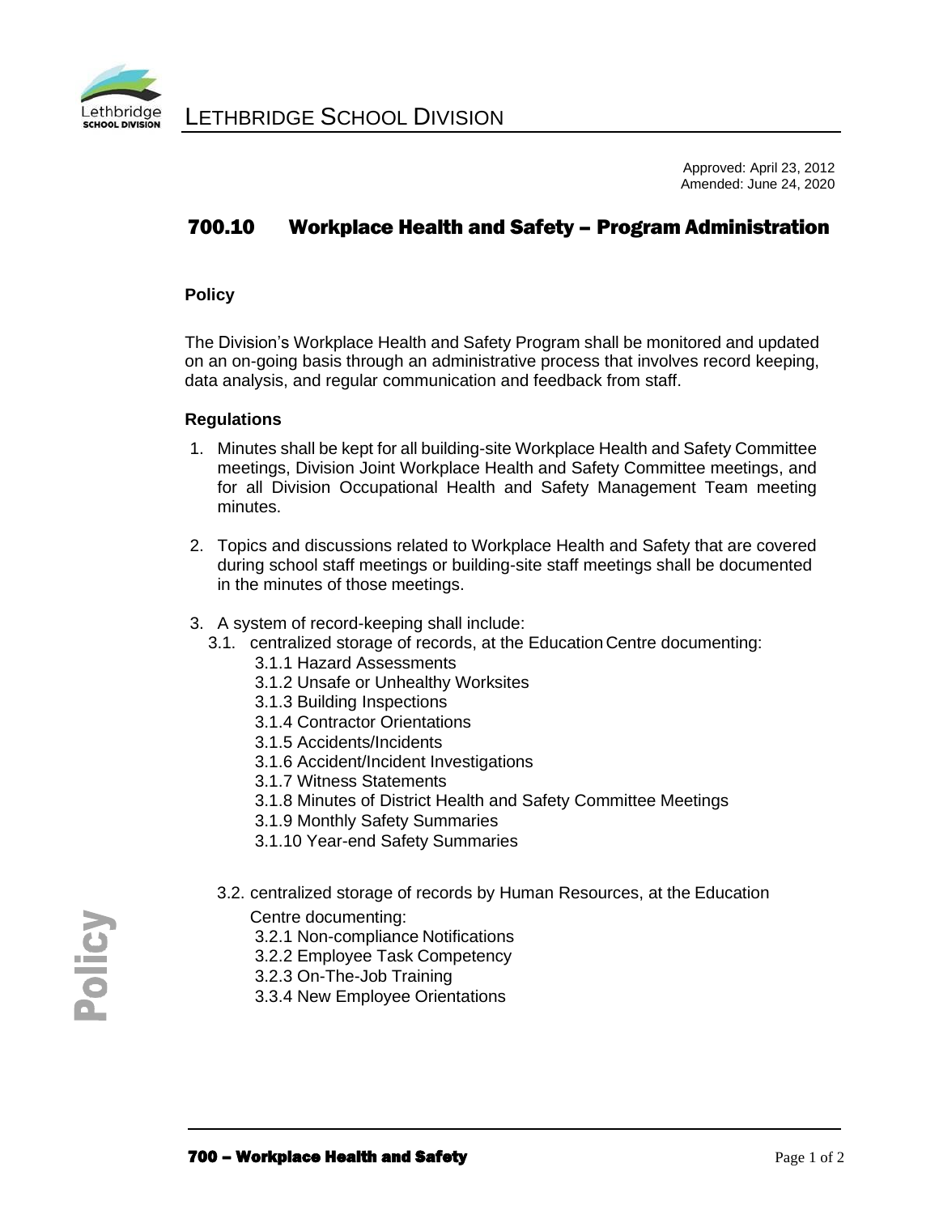# LETHBRIDGE SCHOOL DIVISION

Approved: April 23, 2012
Amended: June 24, 2020

## 700.10 Workplace Health and Safety – Program Administration

### Policy

The Division's Workplace Health and Safety Program shall be monitored and updated on an on-going basis through an administrative process that involves record keeping, data analysis, and regular communication and feedback from staff.

### Regulations

1. Minutes shall be kept for all building-site Workplace Health and Safety Committee meetings, Division Joint Workplace Health and Safety Committee meetings, and for all Division Occupational Health and Safety Management Team meeting minutes.

2. Topics and discussions related to Workplace Health and Safety that are covered during school staff meetings or building-site staff meetings shall be documented in the minutes of those meetings.

3. A system of record-keeping shall include:
   - 3.1. centralized storage of records, at the Education Centre documenting:
     - 3.1.1 Hazard Assessments
     - 3.1.2 Unsafe or Unhealthy Worksites
     - 3.1.3 Building Inspections
     - 3.1.4 Contractor Orientations
     - 3.1.5 Accidents/Incidents
     - 3.1.6 Accident/Incident Investigations
     - 3.1.7 Witness Statements
     - 3.1.8 Minutes of District Health and Safety Committee Meetings
     - 3.1.9 Monthly Safety Summaries
     - 3.1.10 Year-end Safety Summaries
   - 3.2. centralized storage of records by Human Resources, at the Education Centre documenting:
     - 3.2.1 Non-compliance Notifications
     - 3.2.2 Employee Task Competency
     - 3.2.3 On-The-Job Training
     - 3.3.4 New Employee Orientations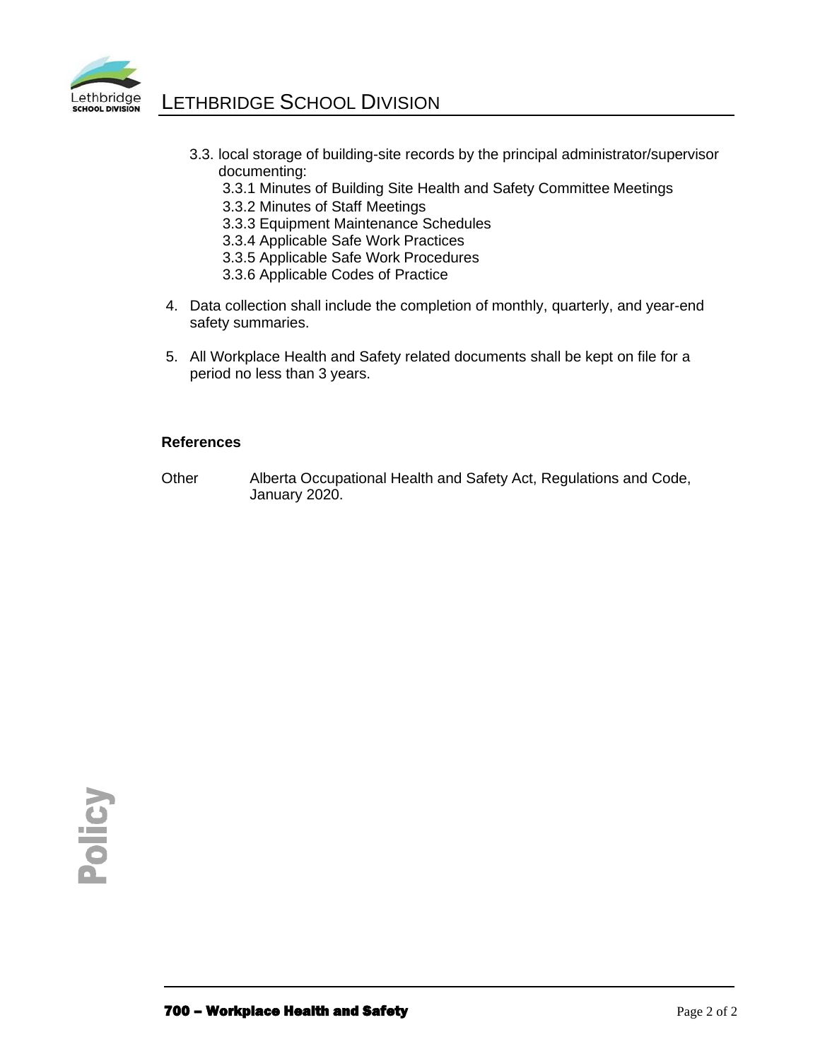3.3. local storage of building-site records by the principal administrator/supervisor documenting:
  - 3.3.1 Minutes of Building Site Health and Safety Committee Meetings
  - 3.3.2 Minutes of Staff Meetings
  - 3.3.3 Equipment Maintenance Schedules
  - 3.3.4 Applicable Safe Work Practices
  - 3.3.5 Applicable Safe Work Procedures
  - 3.3.6 Applicable Codes of Practice

4. Data collection shall include the completion of monthly, quarterly, and year-end safety summaries.

5. All Workplace Health and Safety related documents shall be kept on file for a period no less than 3 years.

**References**

Other    Alberta Occupational Health and Safety Act, Regulations and Code, January 2020.